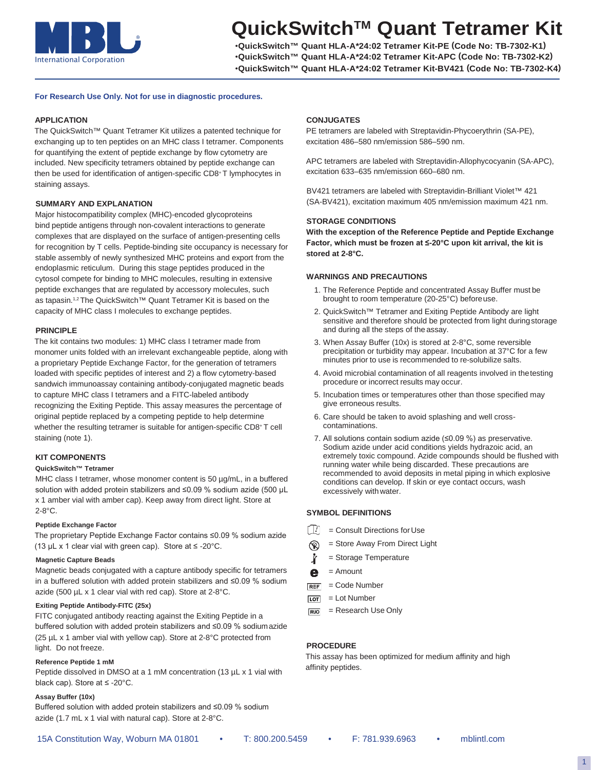# QuickSwitch™ Quant Tetramer Kit

- QuickSwitch™ Quant HLA-A*24:02 Tetramer Kit-PE (Code No: TB-7302-K1)
- QuickSwitch™ Quant HLA-A*24:02 Tetramer Kit-APC (Code No: TB-7302-K2)
- QuickSwitch™ Quant HLA-A*24:02 Tetramer Kit-BV421 (Code No: TB-7302-K4)

**For Research Use Only. Not for use in diagnostic procedures.**

## APPLICATION

The QuickSwitch™ Quant Tetramer Kit utilizes a patented technique for exchanging up to ten peptides on an MHC class I tetramer. Components for quantifying the extent of peptide exchange by flow cytometry are included. New specificity tetramers obtained by peptide exchange can then be used for identification of antigen-specific $CD8^+$ T lymphocytes in staining assays.

## SUMMARY AND EXPLANATION

Major histocompatibility complex (MHC)-encoded glycoproteins bind peptide antigens through non-covalent interactions to generate complexes that are displayed on the surface of antigen-presenting cells for recognition by T cells. Peptide-binding site occupancy is necessary for stable assembly of newly synthesized MHC proteins and export from the endoplasmic reticulum. During this stage peptides produced in the cytosol compete for binding to MHC molecules, resulting in extensive peptide exchanges that are regulated by accessory molecules, such as tapasin.[1,2] The QuickSwitch™ Quant Tetramer Kit is based on the capacity of MHC class I molecules to exchange peptides.

## PRINCIPLE

The kit contains two modules: 1) MHC class I tetramer made from monomer units folded with an irrelevant exchangeable peptide, along with a proprietary Peptide Exchange Factor, for the generation of tetramers loaded with specific peptides of interest and 2) a flow cytometry-based sandwich immunoassay containing antibody-conjugated magnetic beads to capture MHC class I tetramers and a FITC-labeled antibody recognizing the Exiting Peptide. This assay measures the percentage of original peptide replaced by a competing peptide to help determine whether the resulting tetramer is suitable for antigen-specific $CD8^+$ T cell staining (note 1).

## KIT COMPONENTS

#### QuickSwitch™ Tetramer

MHC class I tetramer, whose monomer content is 50 µg/mL, in a buffered solution with added protein stabilizers and ≤0.09 % sodium azide (500 µL x 1 amber vial with amber cap). Keep away from direct light. Store at 2-8°C.

#### Peptide Exchange Factor

The proprietary Peptide Exchange Factor contains ≤0.09 % sodium azide (13 µL x 1 clear vial with green cap). Store at ≤ -20°C.

#### Magnetic Capture Beads

Magnetic beads conjugated with a capture antibody specific for tetramers in a buffered solution with added protein stabilizers and ≤0.09 % sodium azide (500 µL x 1 clear vial with red cap). Store at 2-8°C.

#### Exiting Peptide Antibody-FITC (25x)

FITC conjugated antibody reacting against the Exiting Peptide in a buffered solution with added protein stabilizers and ≤0.09 % sodium azide (25 µL x 1 amber vial with yellow cap). Store at 2-8°C protected from light. Do not freeze.

#### Reference Peptide 1 mM

Peptide dissolved in DMSO at a 1 mM concentration (13 µL x 1 vial with black cap). Store at ≤ -20°C.

#### Assay Buffer (10x)

Buffered solution with added protein stabilizers and ≤0.09 % sodium azide (1.7 mL x 1 vial with natural cap). Store at 2-8°C.

## CONJUGATES

PE tetramers are labeled with Streptavidin-Phycoerythrin (SA-PE), excitation 486–580 nm/emission 586–590 nm.

APC tetramers are labeled with Streptavidin-Allophycocyanin (SA-APC), excitation 633–635 nm/emission 660–680 nm.

BV421 tetramers are labeled with Streptavidin-Brilliant Violet™ 421 (SA-BV421), excitation maximum 405 nm/emission maximum 421 nm.

## STORAGE CONDITIONS

**With the exception of the Reference Peptide and Peptide Exchange Factor, which must be frozen at ≤-20°C upon kit arrival, the kit is stored at 2-8°C.**

## WARNINGS AND PRECAUTIONS

1. The Reference Peptide and concentrated Assay Buffer must be brought to room temperature (20-25°C) before use.
2. QuickSwitch™ Tetramer and Exiting Peptide Antibody are light sensitive and therefore should be protected from light during storage and during all the steps of the assay.
3. When Assay Buffer (10x) is stored at 2-8°C, some reversible precipitation or turbidity may appear. Incubation at 37°C for a few minutes prior to use is recommended to re-solubilize salts.
4. Avoid microbial contamination of all reagents involved in the testing procedure or incorrect results may occur.
5. Incubation times or temperatures other than those specified may give erroneous results.
6. Care should be taken to avoid splashing and well cross-contaminations.
7. All solutions contain sodium azide (≤0.09 %) as preservative. Sodium azide under acid conditions yields hydrazoic acid, an extremely toxic compound. Azide compounds should be flushed with running water while being discarded. These precautions are recommended to avoid deposits in metal piping in which explosive conditions can develop. If skin or eye contact occurs, wash excessively with water.

## SYMBOL DEFINITIONS

- = Consult Directions for Use
- = Store Away From Direct Light
- = Storage Temperature
- = Amount
- REF = Code Number
- LOT = Lot Number
- RUO = Research Use Only

## PROCEDURE

This assay has been optimized for medium affinity and high affinity peptides.

15A Constitution Way, Woburn MA 01801 • T: 800.200.5459 • F: 781.939.6963 • mblintl.com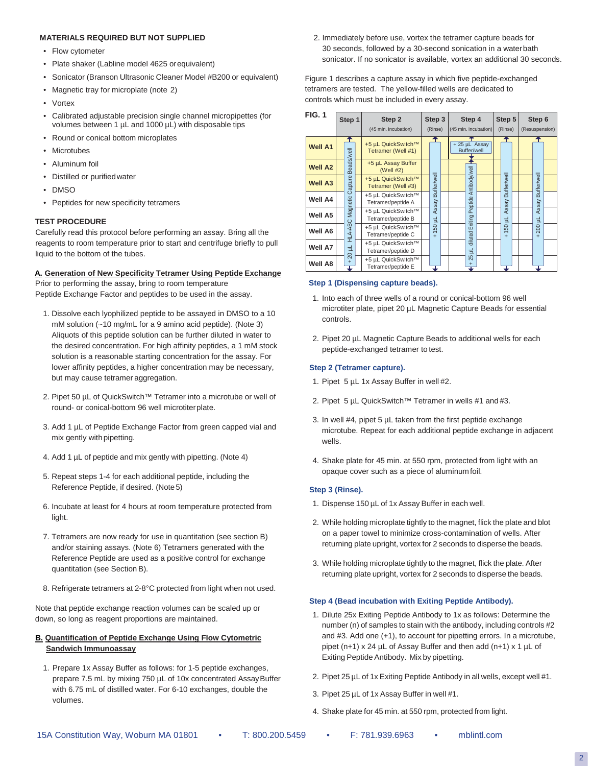**MATERIALS REQUIRED BUT NOT SUPPLIED**

- Flow cytometer
- Plate shaker (Labline model 4625 or equivalent)
- Sonicator (Branson Ultrasonic Cleaner Model #B200 or equivalent)
- Magnetic tray for microplate (note 2)
- Vortex
- Calibrated adjustable precision single channel micropipettes (for volumes between 1 µL and 1000 µL) with disposable tips
- Round or conical bottom microplates
- Microtubes
- Aluminum foil
- Distilled or purified water
- DMSO
- Peptides for new specificity tetramers

## TEST PROCEDURE

Carefully read this protocol before performing an assay. Bring all the reagents to room temperature prior to start and centrifuge briefly to pull liquid to the bottom of the tubes.

### A. Generation of New Specificity Tetramer Using Peptide Exchange

Prior to performing the assay, bring to room temperature Peptide Exchange Factor and peptides to be used in the assay.

1. Dissolve each lyophilized peptide to be assayed in DMSO to a 10 mM solution (~10 mg/mL for a 9 amino acid peptide). (Note 3) Aliquots of this peptide solution can be further diluted in water to the desired concentration. For high affinity peptides, a 1 mM stock solution is a reasonable starting concentration for the assay. For lower affinity peptides, a higher concentration may be necessary, but may cause tetramer aggregation.

2. Pipet 50 µL of QuickSwitch™ Tetramer into a microtube or well of round- or conical-bottom 96 well microtiter plate.

3. Add 1 µL of Peptide Exchange Factor from green capped vial and mix gently with pipetting.

4. Add 1 µL of peptide and mix gently with pipetting. (Note 4)

5. Repeat steps 1-4 for each additional peptide, including the Reference Peptide, if desired. (Note 5)

6. Incubate at least for 4 hours at room temperature protected from light.

7. Tetramers are now ready for use in quantitation (see section B) and/or staining assays. (Note 6) Tetramers generated with the Reference Peptide are used as a positive control for exchange quantitation (see Section B).

8. Refrigerate tetramers at 2-8°C protected from light when not used.

Note that peptide exchange reaction volumes can be scaled up or down, so long as reagent proportions are maintained.

### B. Quantification of Peptide Exchange Using Flow Cytometric Sandwich Immunoassay

1. Prepare 1x Assay Buffer as follows: for 1-5 peptide exchanges, prepare 7.5 mL by mixing 750 µL of 10x concentrated Assay Buffer with 6.75 mL of distilled water. For 6-10 exchanges, double the volumes.

2. Immediately before use, vortex the tetramer capture beads for 30 seconds, followed by a 30-second sonication in a water bath sonicator. If no sonicator is available, vortex an additional 30 seconds.

Figure 1 describes a capture assay in which five peptide-exchanged tetramers are tested. The yellow-filled wells are dedicated to controls which must be included in every assay.

**FIG. 1**

| | Step 1 | Step 2 (45 min. incubation) | Step 3 (Rinse) | Step 4 (45 min. incubation) | Step 5 (Rinse) | Step 6 (Resuspension) |
|---|---|---|---|---|---|---|
| Well A1 | + 20 µL HLA-ABC Magnetic Capture Beads/well | +5 µL QuickSwitch™ Tetramer (Well #1) | + 150 µL Assay Buffer/well | + 25 µL Assay Buffer/well | + 150 µL Assay Buffer/well | + 200 µL Assay Buffer/well |
| Well A2 | | +5 µL Assay Buffer (Well #2) | | + 25 µL diluted Exiting Peptide Antibody/well | | |
| Well A3 | | +5 µL QuickSwitch™ Tetramer (Well #3) | | | | |
| Well A4 | | +5 µL QuickSwitch™ Tetramer/peptide A | | | | |
| Well A5 | | +5 µL QuickSwitch™ Tetramer/peptide B | | | | |
| Well A6 | | +5 µL QuickSwitch™ Tetramer/peptide C | | | | |
| Well A7 | | +5 µL QuickSwitch™ Tetramer/peptide D | | | | |
| Well A8 | | +5 µL QuickSwitch™ Tetramer/peptide E | | | | |

#### Step 1 (Dispensing capture beads).

1. Into each of three wells of a round or conical-bottom 96 well microtiter plate, pipet 20 µL Magnetic Capture Beads for essential controls.

2. Pipet 20 µL Magnetic Capture Beads to additional wells for each peptide-exchanged tetramer to test.

#### Step 2 (Tetramer capture).

1. Pipet 5 µL 1x Assay Buffer in well #2.

2. Pipet 5 µL QuickSwitch™ Tetramer in wells #1 and #3.

3. In well #4, pipet 5 µL taken from the first peptide exchange microtube. Repeat for each additional peptide exchange in adjacent wells.

4. Shake plate for 45 min. at 550 rpm, protected from light with an opaque cover such as a piece of aluminum foil.

#### Step 3 (Rinse).

1. Dispense 150 µL of 1x Assay Buffer in each well.

2. While holding microplate tightly to the magnet, flick the plate and blot on a paper towel to minimize cross-contamination of wells. After returning plate upright, vortex for 2 seconds to disperse the beads.

3. While holding microplate tightly to the magnet, flick the plate. After returning plate upright, vortex for 2 seconds to disperse the beads.

#### Step 4 (Bead incubation with Exiting Peptide Antibody).

1. Dilute 25x Exiting Peptide Antibody to 1x as follows: Determine the number (n) of samples to stain with the antibody, including controls #2 and #3. Add one (+1), to account for pipetting errors. In a microtube, pipet (n+1) x 24 µL of Assay Buffer and then add (n+1) x 1 µL of Exiting Peptide Antibody. Mix by pipetting.

2. Pipet 25 µL of 1x Exiting Peptide Antibody in all wells, except well #1.

3. Pipet 25 µL of 1x Assay Buffer in well #1.

4. Shake plate for 45 min. at 550 rpm, protected from light.

15A Constitution Way, Woburn MA 01801 • T: 800.200.5459 • F: 781.939.6963 • mblintl.com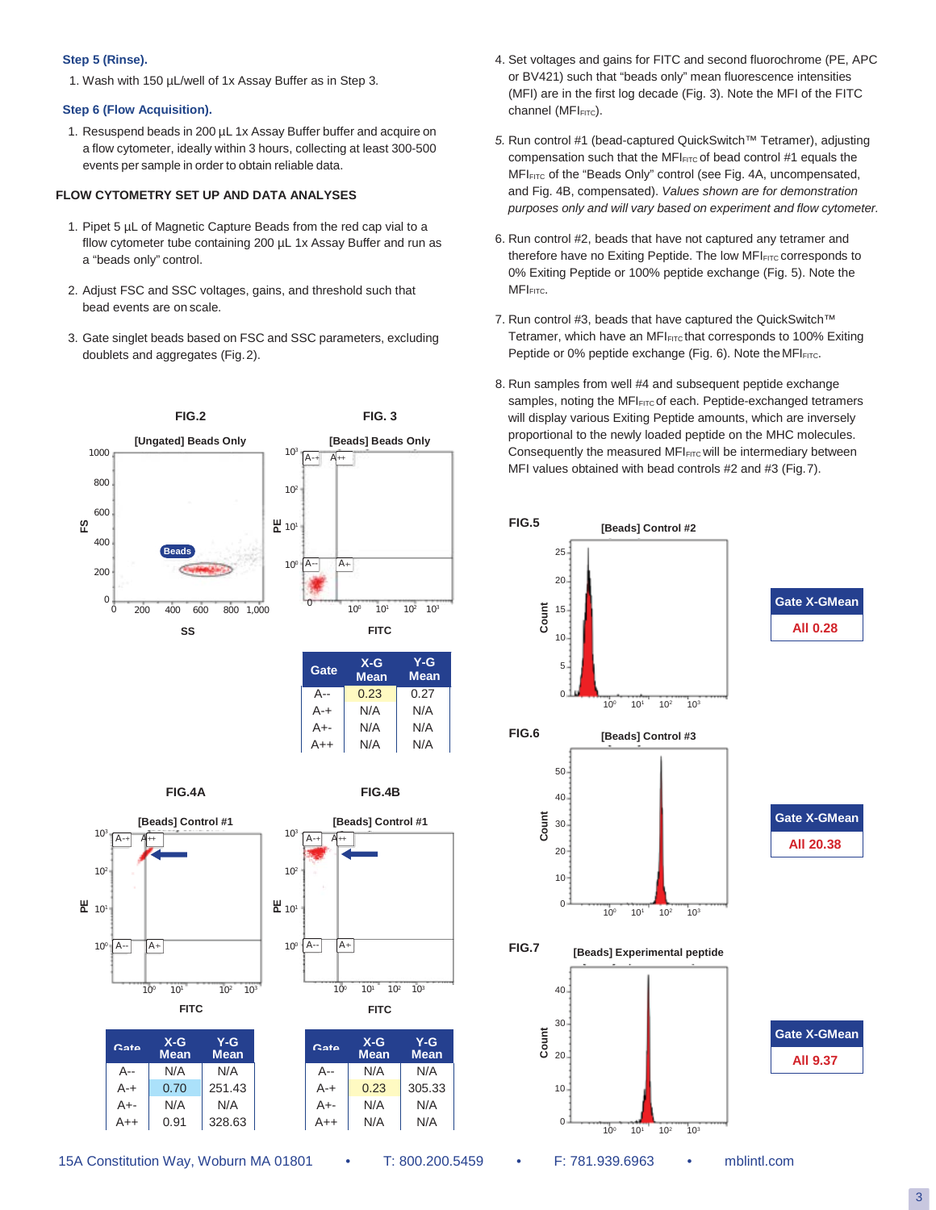**Step 5 (Rinse).**

1. Wash with 150 µL/well of 1x Assay Buffer as in Step 3.

**Step 6 (Flow Acquisition).**

1. Resuspend beads in 200 µL 1x Assay Buffer buffer and acquire on a flow cytometer, ideally within 3 hours, collecting at least 300-500 events per sample in order to obtain reliable data.

**FLOW CYTOMETRY SET UP AND DATA ANALYSES**

1. Pipet 5 µL of Magnetic Capture Beads from the red cap vial to a fllow cytometer tube containing 200 µL 1x Assay Buffer and run as a "beads only" control.

2. Adjust FSC and SSC voltages, gains, and threshold such that bead events are on scale.

3. Gate singlet beads based on FSC and SSC parameters, excluding doublets and aggregates (Fig. 2).

4. Set voltages and gains for FITC and second fluorochrome (PE, APC or BV421) such that "beads only" mean fluorescence intensities (MFI) are in the first log decade (Fig. 3). Note the MFI of the FITC channel ($MFI_{FITC}$).

5. Run control #1 (bead-captured QuickSwitch™ Tetramer), adjusting compensation such that the $MFI_{FITC}$ of bead control #1 equals the $MFI_{FITC}$ of the "Beads Only" control (see Fig. 4A, uncompensated, and Fig. 4B, compensated). *Values shown are for demonstration purposes only and will vary based on experiment and flow cytometer.*

6. Run control #2, beads that have not captured any tetramer and therefore have no Exiting Peptide. The low $MFI_{FITC}$ corresponds to 0% Exiting Peptide or 100% peptide exchange (Fig. 5). Note the $MFI_{FITC}$.

7. Run control #3, beads that have captured the QuickSwitch™ Tetramer, which have an $MFI_{FITC}$ that corresponds to 100% Exiting Peptide or 0% peptide exchange (Fig. 6). Note the $MFI_{FITC}$.

8. Run samples from well #4 and subsequent peptide exchange samples, noting the $MFI_{FITC}$ of each. Peptide-exchanged tetramers will display various Exiting Peptide amounts, which are inversely proportional to the newly loaded peptide on the MHC molecules. Consequently the measured $MFI_{FITC}$ will be intermediary between MFI values obtained with bead controls #2 and #3 (Fig. 7).

**FIG.2** [Ungated] Beads Only

**FIG. 3** [Beads] Beads Only

| Gate | X-G Mean | Y-G Mean |
|---|---|---|
| A-- | 0.23 | 0.27 |
| A-+ | N/A | N/A |
| A+- | N/A | N/A |
| A++ | N/A | N/A |

**FIG.4A** [Beads] Control #1

| Gate | X-G Mean | Y-G Mean |
|---|---|---|
| A-- | N/A | N/A |
| A-+ | 0.70 | 251.43 |
| A+- | N/A | N/A |
| A++ | 0.91 | 328.63 |

**FIG.4B** [Beads] Control #1

| Gate | X-G Mean | Y-G Mean |
|---|---|---|
| A-- | N/A | N/A |
| A-+ | 0.23 | 305.33 |
| A+- | N/A | N/A |
| A++ | N/A | N/A |

**FIG.5** [Beads] Control #2

| Gate X-GMean |
|---|
| All 0.28 |

**FIG.6** [Beads] Control #3

| Gate X-GMean |
|---|
| All 20.38 |

**FIG.7** [Beads] Experimental peptide

| Gate X-GMean |
|---|
| All 9.37 |

15A Constitution Way, Woburn MA 01801 • T: 800.200.5459 • F: 781.939.6963 • mblintl.com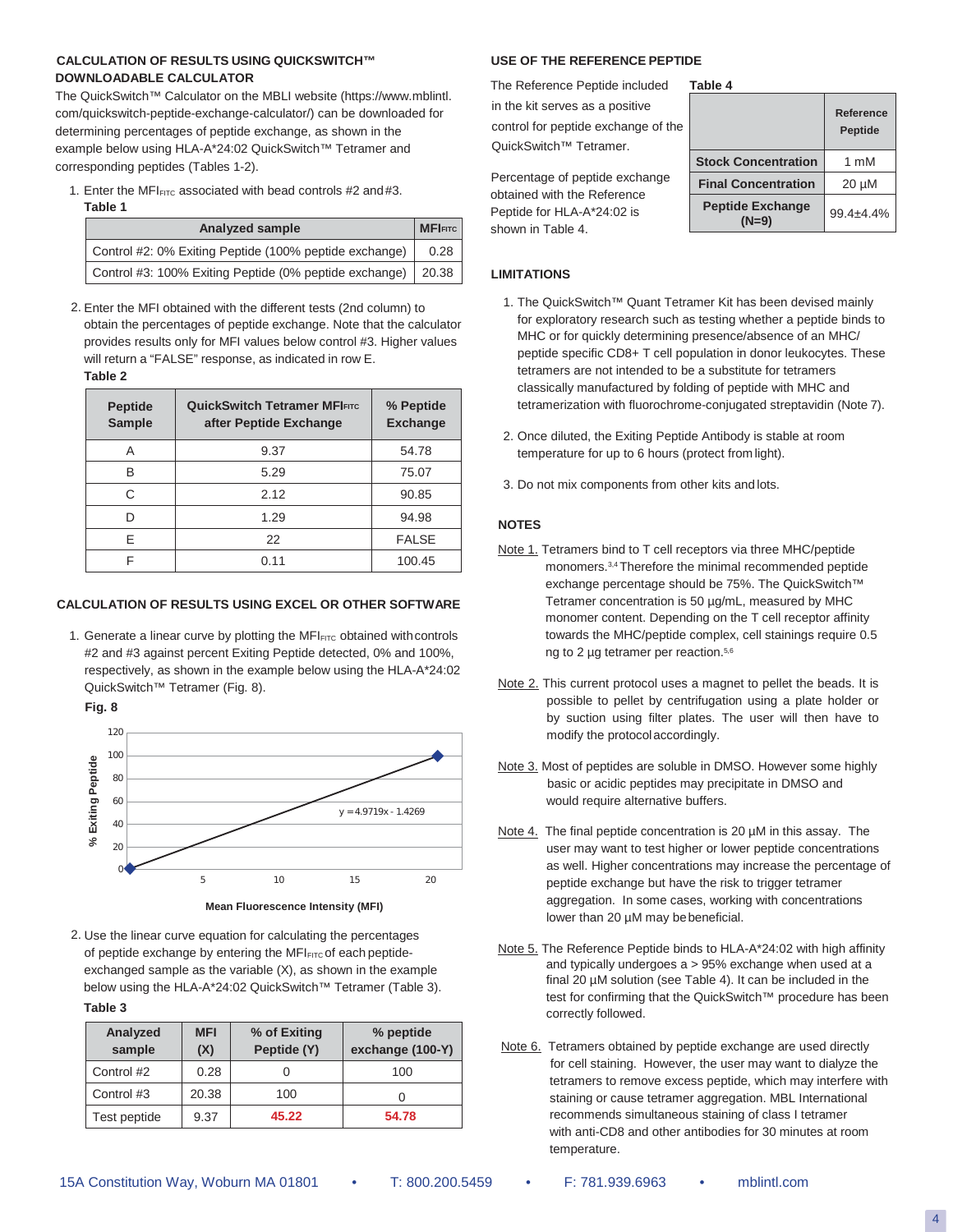## CALCULATION OF RESULTS USING QUICKSWITCH™ DOWNLOADABLE CALCULATOR

The QuickSwitch™ Calculator on the MBLI website (https://www.mblintl.com/quickswitch-peptide-exchange-calculator/) can be downloaded for determining percentages of peptide exchange, as shown in the example below using HLA-A*24:02 QuickSwitch™ Tetramer and corresponding peptides (Tables 1-2).

1. Enter the $MFI_{FITC}$ associated with bead controls #2 and #3.

**Table 1**

| Analyzed sample | $MFI_{FITC}$ |
|---|---|
| Control #2: 0% Exiting Peptide (100% peptide exchange) | 0.28 |
| Control #3: 100% Exiting Peptide (0% peptide exchange) | 20.38 |

2. Enter the MFI obtained with the different tests (2nd column) to obtain the percentages of peptide exchange. Note that the calculator provides results only for MFI values below control #3. Higher values will return a "FALSE" response, as indicated in row E.

**Table 2**

| Peptide Sample | QuickSwitch Tetramer $MFI_{FITC}$ after Peptide Exchange | % Peptide Exchange |
|---|---|---|
| A | 9.37 | 54.78 |
| B | 5.29 | 75.07 |
| C | 2.12 | 90.85 |
| D | 1.29 | 94.98 |
| E | 22 | FALSE |
| F | 0.11 | 100.45 |

## CALCULATION OF RESULTS USING EXCEL OR OTHER SOFTWARE

1. Generate a linear curve by plotting the $MFI_{FITC}$ obtained with controls #2 and #3 against percent Exiting Peptide detected, 0% and 100%, respectively, as shown in the example below using the HLA-A*24:02 QuickSwitch™ Tetramer (Fig. 8).

**Fig. 8**

$$y = 4.9719x - 1.4269$$

(Y-axis: % Exiting Peptide; X-axis: Mean Fluorescence Intensity (MFI))

2. Use the linear curve equation for calculating the percentages of peptide exchange by entering the $MFI_{FITC}$ of each peptide-exchanged sample as the variable (X), as shown in the example below using the HLA-A*24:02 QuickSwitch™ Tetramer (Table 3).

**Table 3**

| Analyzed sample | MFI (X) | % of Exiting Peptide (Y) | % peptide exchange (100-Y) |
|---|---|---|---|
| Control #2 | 0.28 | 0 | 100 |
| Control #3 | 20.38 | 100 | 0 |
| Test peptide | 9.37 | **45.22** | **54.78** |

## USE OF THE REFERENCE PEPTIDE

The Reference Peptide included in the kit serves as a positive control for peptide exchange of the QuickSwitch™ Tetramer.

Percentage of peptide exchange obtained with the Reference Peptide for HLA-A*24:02 is shown in Table 4.

**Table 4**

| | Reference Peptide |
|---|---|
| **Stock Concentration** | 1 mM |
| **Final Concentration** | 20 µM |
| **Peptide Exchange (N=9)** | 99.4±4.4% |

## LIMITATIONS

1. The QuickSwitch™ Quant Tetramer Kit has been devised mainly for exploratory research such as testing whether a peptide binds to MHC or for quickly determining presence/absence of an MHC/peptide specific CD8+ T cell population in donor leukocytes. These tetramers are not intended to be a substitute for tetramers classically manufactured by folding of peptide with MHC and tetramerization with fluorochrome-conjugated streptavidin (Note 7).
2. Once diluted, the Exiting Peptide Antibody is stable at room temperature for up to 6 hours (protect from light).
3. Do not mix components from other kits and lots.

## NOTES

Note 1. Tetramers bind to T cell receptors via three MHC/peptide monomers.[3,4] Therefore the minimal recommended peptide exchange percentage should be 75%. The QuickSwitch™ Tetramer concentration is 50 µg/mL, measured by MHC monomer content. Depending on the T cell receptor affinity towards the MHC/peptide complex, cell stainings require 0.5 ng to 2 µg tetramer per reaction.[5,6]

Note 2. This current protocol uses a magnet to pellet the beads. It is possible to pellet by centrifugation using a plate holder or by suction using filter plates. The user will then have to modify the protocol accordingly.

Note 3. Most of peptides are soluble in DMSO. However some highly basic or acidic peptides may precipitate in DMSO and would require alternative buffers.

Note 4. The final peptide concentration is 20 µM in this assay. The user may want to test higher or lower peptide concentrations as well. Higher concentrations may increase the percentage of peptide exchange but have the risk to trigger tetramer aggregation. In some cases, working with concentrations lower than 20 µM may be beneficial.

Note 5. The Reference Peptide binds to HLA-A*24:02 with high affinity and typically undergoes a > 95% exchange when used at a final 20 µM solution (see Table 4). It can be included in the test for confirming that the QuickSwitch™ procedure has been correctly followed.

Note 6. Tetramers obtained by peptide exchange are used directly for cell staining. However, the user may want to dialyze the tetramers to remove excess peptide, which may interfere with staining or cause tetramer aggregation. MBL International recommends simultaneous staining of class I tetramer with anti-CD8 and other antibodies for 30 minutes at room temperature.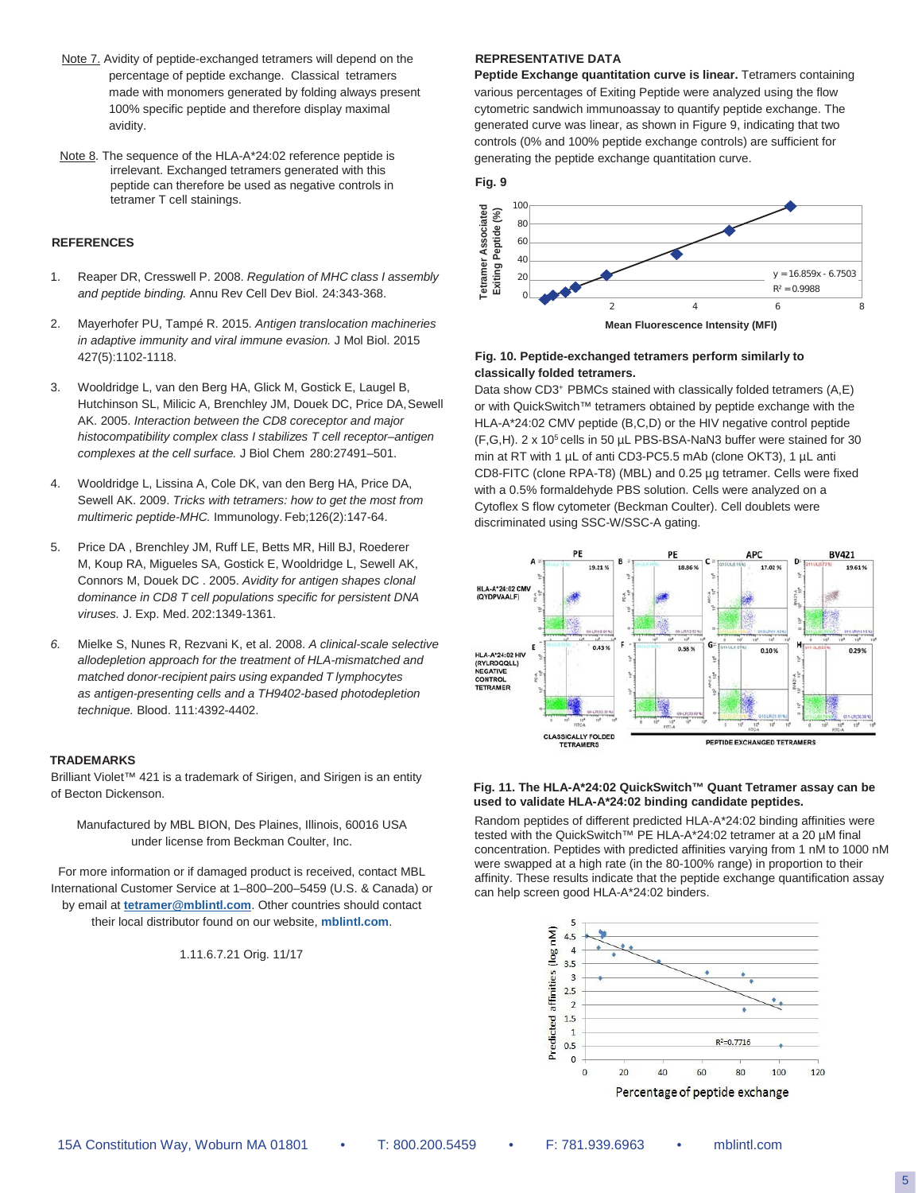Note 7. Avidity of peptide-exchanged tetramers will depend on the percentage of peptide exchange. Classical tetramers made with monomers generated by folding always present 100% specific peptide and therefore display maximal avidity.

Note 8. The sequence of the HLA-A*24:02 reference peptide is irrelevant. Exchanged tetramers generated with this peptide can therefore be used as negative controls in tetramer T cell stainings.

## REFERENCES

1. Reaper DR, Cresswell P. 2008. *Regulation of MHC class I assembly and peptide binding.* Annu Rev Cell Dev Biol. 24:343-368.
2. Mayerhofer PU, Tampé R. 2015. *Antigen translocation machineries in adaptive immunity and viral immune evasion.* J Mol Biol. 2015 427(5):1102-1118.
3. Wooldridge L, van den Berg HA, Glick M, Gostick E, Laugel B, Hutchinson SL, Milicic A, Brenchley JM, Douek DC, Price DA, Sewell AK. 2005. *Interaction between the CD8 coreceptor and major histocompatibility complex class I stabilizes T cell receptor–antigen complexes at the cell surface.* J Biol Chem 280:27491–501.
4. Wooldridge L, Lissina A, Cole DK, van den Berg HA, Price DA, Sewell AK. 2009. *Tricks with tetramers: how to get the most from multimeric peptide-MHC.* Immunology. Feb;126(2):147-64.
5. Price DA , Brenchley JM, Ruff LE, Betts MR, Hill BJ, Roederer M, Koup RA, Migueles SA, Gostick E, Wooldridge L, Sewell AK, Connors M, Douek DC . 2005. *Avidity for antigen shapes clonal dominance in CD8 T cell populations specific for persistent DNA viruses.* J. Exp. Med. 202:1349-1361.
6. Mielke S, Nunes R, Rezvani K, et al. 2008. *A clinical-scale selective allodepletion approach for the treatment of HLA-mismatched and matched donor-recipient pairs using expanded T lymphocytes as antigen-presenting cells and a TH9402-based photodepletion technique.* Blood. 111:4392-4402.

## TRADEMARKS

Brilliant Violet™ 421 is a trademark of Sirigen, and Sirigen is an entity of Becton Dickenson.

Manufactured by MBL BION, Des Plaines, Illinois, 60016 USA under license from Beckman Coulter, Inc.

For more information or if damaged product is received, contact MBL International Customer Service at 1–800–200–5459 (U.S. & Canada) or by email at **tetramer@mblintl.com**. Other countries should contact their local distributor found on our website, **mblintl.com**.

1.11.6.7.21 Orig. 11/17

## REPRESENTATIVE DATA

**Peptide Exchange quantitation curve is linear.** Tetramers containing various percentages of Exiting Peptide were analyzed using the flow cytometric sandwich immunoassay to quantify peptide exchange. The generated curve was linear, as shown in Figure 9, indicating that two controls (0% and 100% peptide exchange controls) are sufficient for generating the peptide exchange quantitation curve.

**Fig. 9**

$y = 16.859x - 6.7503$, $R^2 = 0.9988$ (Tetramer Associated Exiting Peptide (%) vs. Mean Fluorescence Intensity (MFI))

**Fig. 10. Peptide-exchanged tetramers perform similarly to classically folded tetramers.**

Data show CD3⁺ PBMCs stained with classically folded tetramers (A,E) or with QuickSwitch™ tetramers obtained by peptide exchange with the HLA-A*24:02 CMV peptide (B,C,D) or the HIV negative control peptide (F,G,H). 2 x $10^5$ cells in 50 µL PBS-BSA-NaN3 buffer were stained for 30 min at RT with 1 µL of anti CD3-PC5.5 mAb (clone OKT3), 1 µL anti CD8-FITC (clone RPA-T8) (MBL) and 0.25 µg tetramer. Cells were fixed with a 0.5% formaldehyde PBS solution. Cells were analyzed on a Cytoflex S flow cytometer (Beckman Coulter). Cell doublets were discriminated using SSC-W/SSC-A gating.

**Fig. 11. The HLA-A*24:02 QuickSwitch™ Quant Tetramer assay can be used to validate HLA-A*24:02 binding candidate peptides.**

Random peptides of different predicted HLA-A*24:02 binding affinities were tested with the QuickSwitch™ PE HLA-A*24:02 tetramer at a 20 µM final concentration. Peptides with predicted affinities varying from 1 nM to 1000 nM were swapped at a high rate (in the 80-100% range) in proportion to their affinity. These results indicate that the peptide exchange quantification assay can help screen good HLA-A*24:02 binders.

$R^2 = 0.7716$ (Predicted affinities (log nM) vs. Percentage of peptide exchange)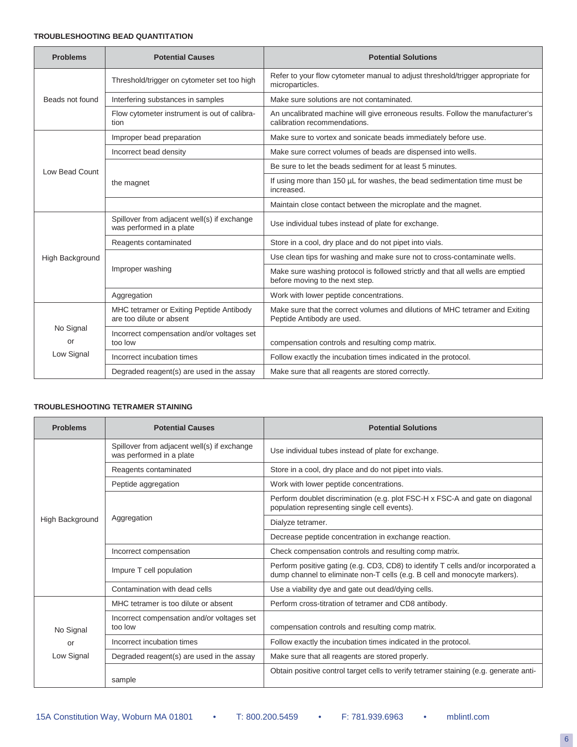#### TROUBLESHOOTING BEAD QUANTITATION

| Problems | Potential Causes | Potential Solutions |
| --- | --- | --- |
| Beads not found | Threshold/trigger on cytometer set too high | Refer to your flow cytometer manual to adjust threshold/trigger appropriate for microparticles. |
| | Interfering substances in samples | Make sure solutions are not contaminated. |
| | Flow cytometer instrument is out of calibration | An uncalibrated machine will give erroneous results. Follow the manufacturer's calibration recommendations. |
| Low Bead Count | Improper bead preparation | Make sure to vortex and sonicate beads immediately before use. |
| | Incorrect bead density | Make sure correct volumes of beads are dispensed into wells. |
| | the magnet | Be sure to let the beads sediment for at least 5 minutes. |
| | | If using more than 150 µL for washes, the bead sedimentation time must be increased. |
| | | Maintain close contact between the microplate and the magnet. |
| High Background | Spillover from adjacent well(s) if exchange was performed in a plate | Use individual tubes instead of plate for exchange. |
| | Reagents contaminated | Store in a cool, dry place and do not pipet into vials. |
| | Improper washing | Use clean tips for washing and make sure not to cross-contaminate wells. |
| | | Make sure washing protocol is followed strictly and that all wells are emptied before moving to the next step. |
| | Aggregation | Work with lower peptide concentrations. |
| No Signal or Low Signal | MHC tetramer or Exiting Peptide Antibody are too dilute or absent | Make sure that the correct volumes and dilutions of MHC tetramer and Exiting Peptide Antibody are used. |
| | Incorrect compensation and/or voltages set too low | compensation controls and resulting comp matrix. |
| | Incorrect incubation times | Follow exactly the incubation times indicated in the protocol. |
| | Degraded reagent(s) are used in the assay | Make sure that all reagents are stored correctly. |

#### TROUBLESHOOTING TETRAMER STAINING

| Problems | Potential Causes | Potential Solutions |
| --- | --- | --- |
| High Background | Spillover from adjacent well(s) if exchange was performed in a plate | Use individual tubes instead of plate for exchange. |
| | Reagents contaminated | Store in a cool, dry place and do not pipet into vials. |
| | Peptide aggregation | Work with lower peptide concentrations. |
| | Aggregation | Perform doublet discrimination (e.g. plot FSC-H x FSC-A and gate on diagonal population representing single cell events). |
| | | Dialyze tetramer. |
| | | Decrease peptide concentration in exchange reaction. |
| | Incorrect compensation | Check compensation controls and resulting comp matrix. |
| | Impure T cell population | Perform positive gating (e.g. CD3, CD8) to identify T cells and/or incorporated a dump channel to eliminate non-T cells (e.g. B cell and monocyte markers). |
| | Contamination with dead cells | Use a viability dye and gate out dead/dying cells. |
| No Signal or Low Signal | MHC tetramer is too dilute or absent | Perform cross-titration of tetramer and CD8 antibody. |
| | Incorrect compensation and/or voltages set too low | compensation controls and resulting comp matrix. |
| | Incorrect incubation times | Follow exactly the incubation times indicated in the protocol. |
| | Degraded reagent(s) are used in the assay | Make sure that all reagents are stored properly. |
| | sample | Obtain positive control target cells to verify tetramer staining (e.g. generate anti- |

15A Constitution Way, Woburn MA 01801 • T: 800.200.5459 • F: 781.939.6963 • mblintl.com